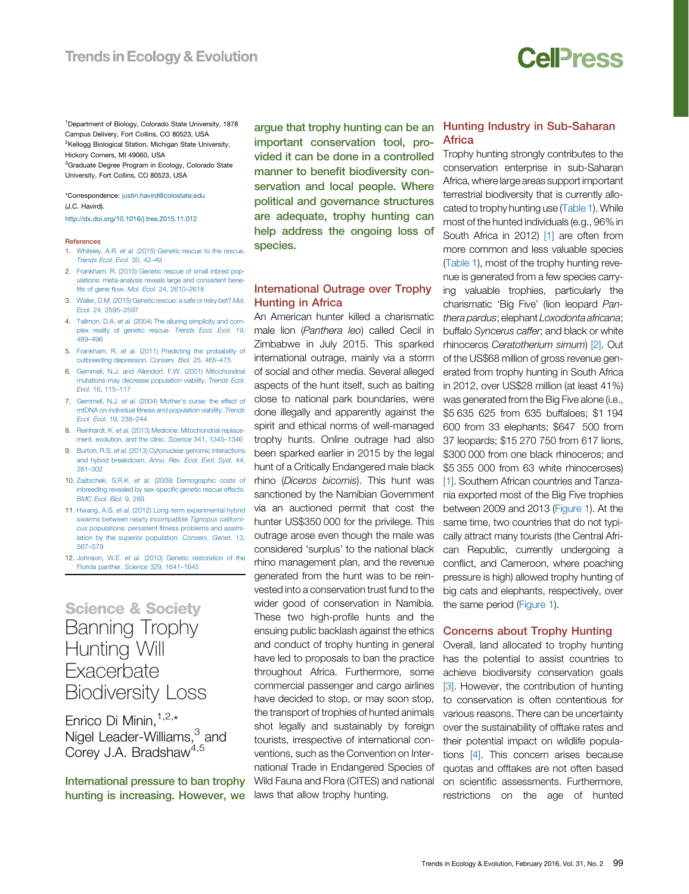[1]Department of Biology, Colorado State University, 1878 Campus Delivery, Fort Collins, CO 80523, USA
[2]Kellogg Biological Station, Michigan State University, Hickory Corners, MI 49060, USA
[3]Graduate Degree Program in Ecology, Colorado State University, Fort Collins, CO 80523, USA

*Correspondence: justin.havird@colostate.edu (J.C. Havird).

http://dx.doi.org/10.1016/j.tree.2015.11.012

**References**

1. Whiteley, A.R. *et al.* (2015) Genetic rescue to the rescue. *Trends Ecol. Evol.* 30, 42–49
2. Frankham, R. (2015) Genetic rescue of small inbred populations: meta-analysis reveals large and consistent benefits of gene flow. *Mol. Ecol.* 24, 2610–2618
3. Waller, D.M. (2015) Genetic rescue: a safe or risky bet? *Mol. Ecol.* 24, 2595–2597
4. Tallmon, D.A. *et al.* (2004) The alluring simplicity and complex reality of genetic rescue. *Trends Ecol. Evol.* 19, 489–496
5. Frankham, R. *et al.* (2011) Predicting the probability of outbreeding depression. *Conserv. Biol.* 25, 465–475
6. Gemmell, N.J. and Allendorf, F.W. (2001) Mitochondrial mutations may decrease population viability. *Trends Ecol. Evol.* 16, 115–117
7. Gemmell, N.J. *et al.* (2004) Mother's curse: the effect of mtDNA on individual fitness and population viability. *Trends Ecol. Evol.* 19, 238–244
8. Reinhardt, K. *et al.* (2013) Medicine. Mitochondrial replacement, evolution, and the clinic. *Science* 341, 1345–1346
9. Burton, R.S. *et al.* (2013) Cytonuclear genomic interactions and hybrid breakdown. *Annu. Rev. Ecol. Evol. Syst.* 44, 281–302
10. Zajitschek, S.R.K. *et al.* (2009) Demographic costs of inbreeding revealed by sex-specific genetic rescue effects. *BMC Evol. Biol.* 9, 289
11. Hwang, A.S. *et al.* (2012) Long-term experimental hybrid swarms between nearly incompatible *Tigriopus californicus* populations: persistent fitness problems and assimilation by the superior population. *Conserv. Genet.* 13, 567–579
12. Johnson, W.E. *et al.* (2010) Genetic restoration of the Florida panther. *Science* 329, 1641–1645

**Science & Society**

# Banning Trophy Hunting Will Exacerbate Biodiversity Loss

Enrico Di Minin,[1,2,*] Nigel Leader-Williams,[3] and Corey J.A. Bradshaw[4,5]

**International pressure to ban trophy hunting is increasing. However, we argue that trophy hunting can be an important conservation tool, provided it can be done in a controlled manner to benefit biodiversity conservation and local people. Where political and governance structures are adequate, trophy hunting can help address the ongoing loss of species.**

## International Outrage over Trophy Hunting in Africa

An American hunter killed a charismatic male lion (*Panthera leo*) called Cecil in Zimbabwe in July 2015. This sparked international outrage, mainly via a storm of social and other media. Several alleged aspects of the hunt itself, such as baiting close to national park boundaries, were done illegally and apparently against the spirit and ethical norms of well-managed trophy hunts. Online outrage had also been sparked earlier in 2015 by the legal hunt of a Critically Endangered male black rhino (*Diceros bicornis*). This hunt was sanctioned by the Namibian Government via an auctioned permit that cost the hunter US$350 000 for the privilege. This outrage arose even though the male was considered 'surplus' to the national black rhino management plan, and the revenue generated from the hunt was to be reinvested into a conservation trust fund to the wider good of conservation in Namibia. These two high-profile hunts and the ensuing public backlash against the ethics and conduct of trophy hunting in general have led to proposals to ban the practice throughout Africa. Furthermore, some commercial passenger and cargo airlines have decided to stop, or may soon stop, the transport of trophies of hunted animals shot legally and sustainably by foreign tourists, irrespective of international conventions, such as the Convention on International Trade in Endangered Species of Wild Fauna and Flora (CITES) and national laws that allow trophy hunting.

## Hunting Industry in Sub-Saharan Africa

Trophy hunting strongly contributes to the conservation enterprise in sub-Saharan Africa, where large areas support important terrestrial biodiversity that is currently allocated to trophy hunting use (Table 1). While most of the hunted individuals (e.g., 96% in South Africa in 2012) [1] are often from more common and less valuable species (Table 1), most of the trophy hunting revenue is generated from a few species carrying valuable trophies, particularly the charismatic 'Big Five' (lion leopard *Panthera pardus*; elephant *Loxodonta africana*; buffalo *Syncerus caffer*; and black or white rhinoceros *Ceratotherium simum*) [2]. Out of the US$68 million of gross revenue generated from trophy hunting in South Africa in 2012, over US$28 million (at least 41%) was generated from the Big Five alone (i.e., $5 635 625 from 635 buffaloes; $1 194 600 from 33 elephants; $647 500 from 37 leopards; $15 270 750 from 617 lions, $300 000 from one black rhinoceros; and $5 355 000 from 63 white rhinoceroses) [1]. Southern African countries and Tanzania exported most of the Big Five trophies between 2009 and 2013 (Figure 1). At the same time, two countries that do not typically attract many tourists (the Central African Republic, currently undergoing a conflict, and Cameroon, where poaching pressure is high) allowed trophy hunting of big cats and elephants, respectively, over the same period (Figure 1).

## Concerns about Trophy Hunting

Overall, land allocated to trophy hunting has the potential to assist countries to achieve biodiversity conservation goals [3]. However, the contribution of hunting to conservation is often contentious for various reasons. There can be uncertainty over the sustainability of offtake rates and their potential impact on wildlife populations [4]. This concern arises because quotas and offtakes are not often based on scientific assessments. Furthermore, restrictions on the age of hunted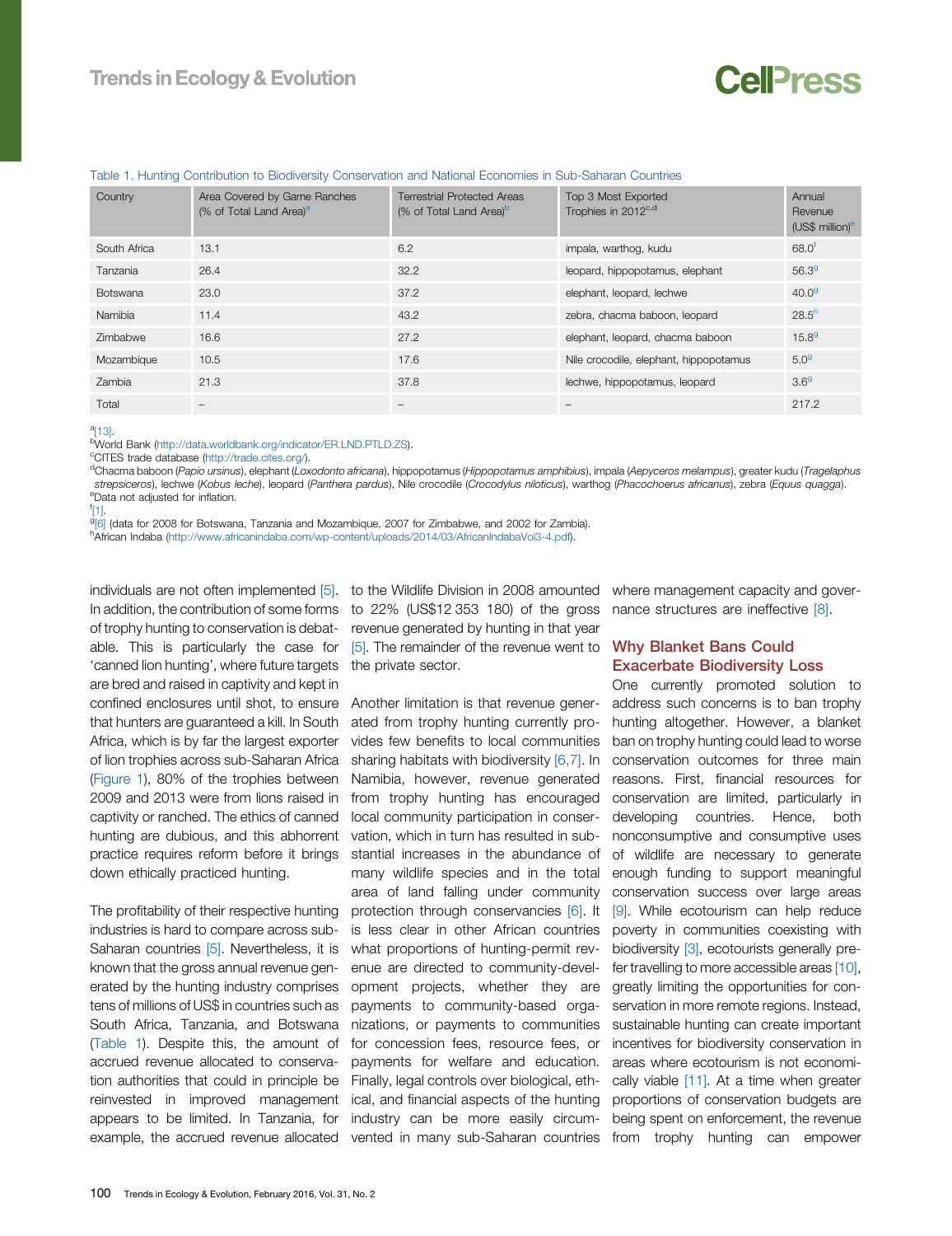Table 1. Hunting Contribution to Biodiversity Conservation and National Economies in Sub-Saharan Countries

| Country | Area Covered by Game Ranches (% of Total Land Area)[a] | Terrestrial Protected Areas (% of Total Land Area)[b] | Top 3 Most Exported Trophies in 2012[c,d] | Annual Revenue (US$ million)[e] |
|---|---|---|---|---|
| South Africa | 13.1 | 6.2 | impala, warthog, kudu | 68.0[f] |
| Tanzania | 26.4 | 32.2 | leopard, hippopotamus, elephant | 56.3[g] |
| Botswana | 23.0 | 37.2 | elephant, leopard, lechwe | 40.0[g] |
| Namibia | 11.4 | 43.2 | zebra, chacma baboon, leopard | 28.5[h] |
| Zimbabwe | 16.6 | 27.2 | elephant, leopard, chacma baboon | 15.8[g] |
| Mozambique | 10.5 | 17.6 | Nile crocodile, elephant, hippopotamus | 5.0[g] |
| Zambia | 21.3 | 37.8 | lechwe, hippopotamus, leopard | 3.6[g] |
| Total | – | – | – | 217.2 |

[a][13].
[b]World Bank (http://data.worldbank.org/indicator/ER.LND.PTLD.ZS).
[c]CITES trade database (http://trade.cites.org/).
[d]Chacma baboon (*Papio ursinus*), elephant (*Loxodonta africana*), hippopotamus (*Hippopotamus amphibius*), impala (*Aepyceros melampus*), greater kudu (*Tragelaphus strepsiceros*), lechwe (*Kobus leche*), leopard (*Panthera pardus*), Nile crocodile (*Crocodylus niloticus*), warthog (*Phacochoerus africanus*), zebra (*Equus quagga*).
[e]Data not adjusted for inflation.
[f][1].
[g][6] (data for 2008 for Botswana, Tanzania and Mozambique, 2007 for Zimbabwe, and 2002 for Zambia).
[h]African Indaba (http://www.africanindaba.com/wp-content/uploads/2014/03/AfricanIndabaVol3-4.pdf).

individuals are not often implemented [5]. In addition, the contribution of some forms of trophy hunting to conservation is debatable. This is particularly the case for 'canned lion hunting', where future targets are bred and raised in captivity and kept in confined enclosures until shot, to ensure that hunters are guaranteed a kill. In South Africa, which is by far the largest exporter of lion trophies across sub-Saharan Africa (Figure 1), 80% of the trophies between 2009 and 2013 were from lions raised in captivity or ranched. The ethics of canned hunting are dubious, and this abhorrent practice requires reform before it brings down ethically practiced hunting.

The profitability of their respective hunting industries is hard to compare across sub-Saharan countries [5]. Nevertheless, it is known that the gross annual revenue generated by the hunting industry comprises tens of millions of US$ in countries such as South Africa, Tanzania, and Botswana (Table 1). Despite this, the amount of accrued revenue allocated to conservation authorities that could in principle be reinvested in improved management appears to be limited. In Tanzania, for example, the accrued revenue allocated to the Wildlife Division in 2008 amounted to 22% (US$12 353 180) of the gross revenue generated by hunting in that year [5]. The remainder of the revenue went to the private sector.

Another limitation is that revenue generated from trophy hunting currently provides few benefits to local communities sharing habitats with biodiversity [6,7]. In Namibia, however, revenue generated from trophy hunting has encouraged local community participation in conservation, which in turn has resulted in substantial increases in the abundance of many wildlife species and in the total area of land falling under community protection through conservancies [6]. It is less clear in other African countries what proportions of hunting-permit revenue are directed to community-development projects, whether they are payments to community-based organizations, or payments to communities for concession fees, resource fees, or payments for welfare and education. Finally, legal controls over biological, ethical, and financial aspects of the hunting industry can be more easily circumvented in many sub-Saharan countries where management capacity and governance structures are ineffective [8].

## Why Blanket Bans Could Exacerbate Biodiversity Loss

One currently promoted solution to address such concerns is to ban trophy hunting altogether. However, a blanket ban on trophy hunting could lead to worse conservation outcomes for three main reasons. First, financial resources for conservation are limited, particularly in developing countries. Hence, both nonconsumptive and consumptive uses of wildlife are necessary to generate enough funding to support meaningful conservation success over large areas [9]. While ecotourism can help reduce poverty in communities coexisting with biodiversity [3], ecotourists generally prefer travelling to more accessible areas [10], greatly limiting the opportunities for conservation in more remote regions. Instead, sustainable hunting can create important incentives for biodiversity conservation in areas where ecotourism is not economically viable [11]. At a time when greater proportions of conservation budgets are being spent on enforcement, the revenue from trophy hunting can empower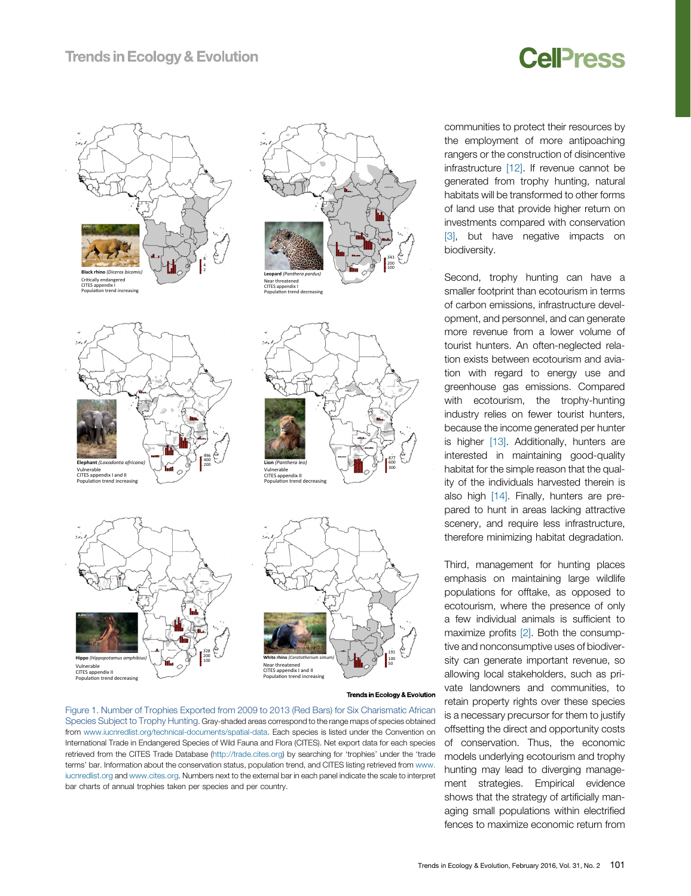communities to protect their resources by the employment of more antipoaching rangers or the construction of disincentive infrastructure [12]. If revenue cannot be generated from trophy hunting, natural habitats will be transformed to other forms of land use that provide higher return on investments compared with conservation [3], but have negative impacts on biodiversity.

Second, trophy hunting can have a smaller footprint than ecotourism in terms of carbon emissions, infrastructure development, and personnel, and can generate more revenue from a lower volume of tourist hunters. An often-neglected relation exists between ecotourism and aviation with regard to energy use and greenhouse gas emissions. Compared with ecotourism, the trophy-hunting industry relies on fewer tourist hunters, because the income generated per hunter is higher [13]. Additionally, hunters are interested in maintaining good-quality habitat for the simple reason that the quality of the individuals harvested therein is also high [14]. Finally, hunters are prepared to hunt in areas lacking attractive scenery, and require less infrastructure, therefore minimizing habitat degradation.

Third, management for hunting places emphasis on maintaining large wildlife populations for offtake, as opposed to ecotourism, where the presence of only a few individual animals is sufficient to maximize profits [2]. Both the consumptive and nonconsumptive uses of biodiversity can generate important revenue, so allowing local stakeholders, such as private landowners and communities, to retain property rights over these species is a necessary precursor for them to justify offsetting the direct and opportunity costs of conservation. Thus, the economic models underlying ecotourism and trophy hunting may lead to diverging management strategies. Empirical evidence shows that the strategy of artificially managing small populations within electrified fences to maximize economic return from

Figure 1. Number of Trophies Exported from 2009 to 2013 (Red Bars) for Six Charismatic African Species Subject to Trophy Hunting. Gray-shaded areas correspond to the range maps of species obtained from www.iucnredlist.org/technical-documents/spatial-data. Each species is listed under the Convention on International Trade in Endangered Species of Wild Fauna and Flora (CITES). Net export data for each species retrieved from the CITES Trade Database (http://trade.cites.org) by searching for 'trophies' under the 'trade terms' bar. Information about the conservation status, population trend, and CITES listing retrieved from www.iucnredlist.org and www.cites.org. Numbers next to the external bar in each panel indicate the scale to interpret bar charts of annual trophies taken per species and per country.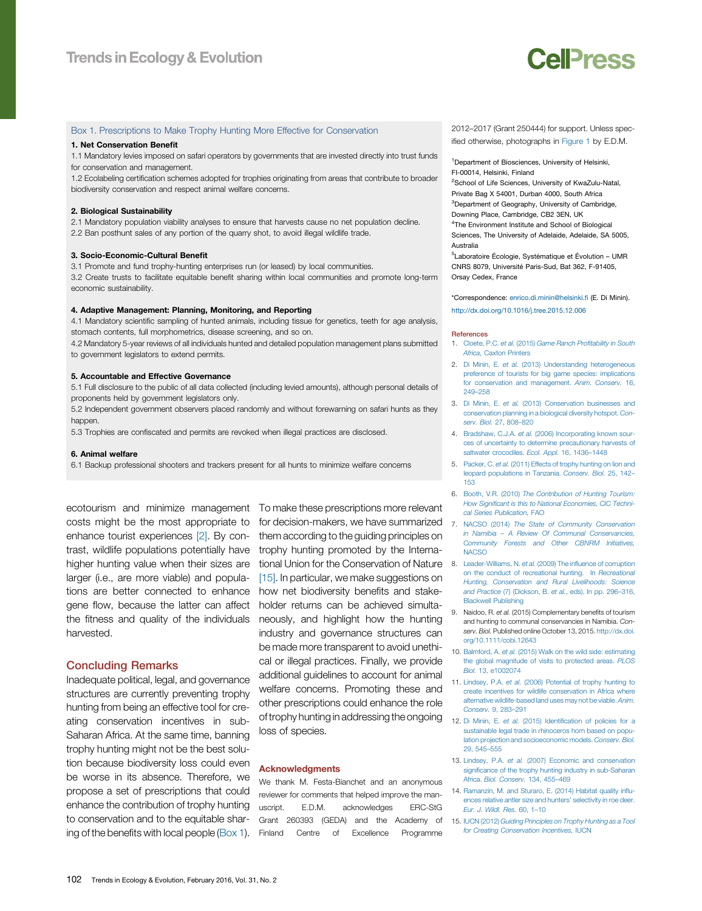### Box 1. Prescriptions to Make Trophy Hunting More Effective for Conservation

**1. Net Conservation Benefit**

1.1 Mandatory levies imposed on safari operators by governments that are invested directly into trust funds for conservation and management.

1.2 Ecolabeling certification schemes adopted for trophies originating from areas that contribute to broader biodiversity conservation and respect animal welfare concerns.

**2. Biological Sustainability**

2.1 Mandatory population viability analyses to ensure that harvests cause no net population decline.

2.2 Ban posthunt sales of any portion of the quarry shot, to avoid illegal wildlife trade.

**3. Socio-Economic-Cultural Benefit**

3.1 Promote and fund trophy-hunting enterprises run (or leased) by local communities.

3.2 Create trusts to facilitate equitable benefit sharing within local communities and promote long-term economic sustainability.

**4. Adaptive Management: Planning, Monitoring, and Reporting**

4.1 Mandatory scientific sampling of hunted animals, including tissue for genetics, teeth for age analysis, stomach contents, full morphometrics, disease screening, and so on.

4.2 Mandatory 5-year reviews of all individuals hunted and detailed population management plans submitted to government legislators to extend permits.

**5. Accountable and Effective Governance**

5.1 Full disclosure to the public of all data collected (including levied amounts), although personal details of proponents held by government legislators only.

5.2 Independent government observers placed randomly and without forewarning on safari hunts as they happen.

5.3 Trophies are confiscated and permits are revoked when illegal practices are disclosed.

**6. Animal welfare**

6.1 Backup professional shooters and trackers present for all hunts to minimize welfare concerns

ecotourism and minimize management costs might be the most appropriate to enhance tourist experiences [2]. By contrast, wildlife populations potentially have higher hunting value when their sizes are larger (i.e., are more viable) and populations are better connected to enhance gene flow, because the latter can affect the fitness and quality of the individuals harvested.

## Concluding Remarks

Inadequate political, legal, and governance structures are currently preventing trophy hunting from being an effective tool for creating conservation incentives in sub-Saharan Africa. At the same time, banning trophy hunting might not be the best solution because biodiversity loss could even be worse in its absence. Therefore, we propose a set of prescriptions that could enhance the contribution of trophy hunting to conservation and to the equitable sharing of the benefits with local people (Box 1). To make these prescriptions more relevant for decision-makers, we have summarized them according to the guiding principles on trophy hunting promoted by the International Union for the Conservation of Nature [15]. In particular, we make suggestions on how net biodiversity benefits and stakeholder returns can be achieved simultaneously, and highlight how the hunting industry and governance structures can be made more transparent to avoid unethical or illegal practices. Finally, we provide additional guidelines to account for animal welfare concerns. Promoting these and other prescriptions could enhance the role of trophy hunting in addressing the ongoing loss of species.

## Acknowledgments

We thank M. Festa-Bianchet and an anonymous reviewer for comments that helped improve the manuscript. E.D.M. acknowledges ERC-StG Grant 260393 (GEDA) and the Academy of Finland Centre of Excellence Programme 2012–2017 (Grant 250444) for support. Unless specified otherwise, photographs in Figure 1 by E.D.M.

[1]Department of Biosciences, University of Helsinki, FI-00014, Helsinki, Finland

[2]School of Life Sciences, University of KwaZulu-Natal, Private Bag X 54001, Durban 4000, South Africa

[3]Department of Geography, University of Cambridge, Downing Place, Cambridge, CB2 3EN, UK

[4]The Environment Institute and School of Biological Sciences, The University of Adelaide, Adelaide, SA 5005, Australia

[5]Laboratoire Écologie, Systématique et Évolution – UMR CNRS 8079, Université Paris-Sud, Bat 362, F-91405, Orsay Cedex, France

*Correspondence: enrico.di.minin@helsinki.fi (E. Di Minin).

http://dx.doi.org/10.1016/j.tree.2015.12.006

## References

1. Cloete, P.C. *et al.* (2015) *Game Ranch Profitability in South Africa*, Caxton Printers
2. Di Minin, E. *et al.* (2013) Understanding heterogeneous preference of tourists for big game species: implications for conservation and management. *Anim. Conserv.* 16, 249–258
3. Di Minin, E. *et al.* (2013) Conservation businesses and conservation planning in a biological diversity hotspot. *Conserv. Biol.* 27, 808–820
4. Bradshaw, C.J.A. *et al.* (2006) Incorporating known sources of uncertainty to determine precautionary harvests of saltwater crocodiles. *Ecol. Appl.* 16, 1436–1448
5. Packer, C. *et al.* (2011) Effects of trophy hunting on lion and leopard populations in Tanzania. *Conserv. Biol.* 25, 142–153
6. Booth, V.R. (2010) *The Contribution of Hunting Tourism: How Significant is this to National Economies, CIC Technical Series Publication*, FAO
7. NACSO (2014) *The State of Community Conservation in Namibia – A Review Of Communal Conservancies, Community Forests and Other CBNRM Initiatives*, NACSO
8. Leader-Williams, N. *et al.* (2009) The influence of corruption on the conduct of recreational hunting. In *Recreational Hunting, Conservation and Rural Livelihoods: Science and Practice* (7) (Dickson, B. *et al.*, eds), In pp. 296–316, Blackwell Publishing
9. Naidoo, R. *et al.* (2015) Complementary benefits of tourism and hunting to communal conservancies in Namibia. *Conserv. Biol.* Published online October 13, 2015. http://dx.doi.org/10.1111/cobi.12643
10. Balmford, A. *et al.* (2015) Walk on the wild side: estimating the global magnitude of visits to protected areas. *PLOS Biol.* 13, e1002074
11. Lindsey, P.A. *et al.* (2006) Potential of trophy hunting to create incentives for wildlife conservation in Africa where alternative wildlife-based land uses may not be viable. *Anim. Conserv.* 9, 283–291
12. Di Minin, E. *et al.* (2015) Identification of policies for a sustainable legal trade in rhinoceros horn based on population projection and socioeconomic models. *Conserv. Biol.* 29, 545–555
13. Lindsey, P.A. *et al.* (2007) Economic and conservation significance of the trophy hunting industry in sub-Saharan Africa. *Biol. Conserv.* 134, 455–469
14. Ramanzin, M. and Sturaro, E. (2014) Habitat quality influences relative antler size and hunters' selectivity in roe deer. *Eur. J. Wildl. Res.* 60, 1–10
15. IUCN (2012) *Guiding Principles on Trophy Hunting as a Tool for Creating Conservation Incentives*, IUCN